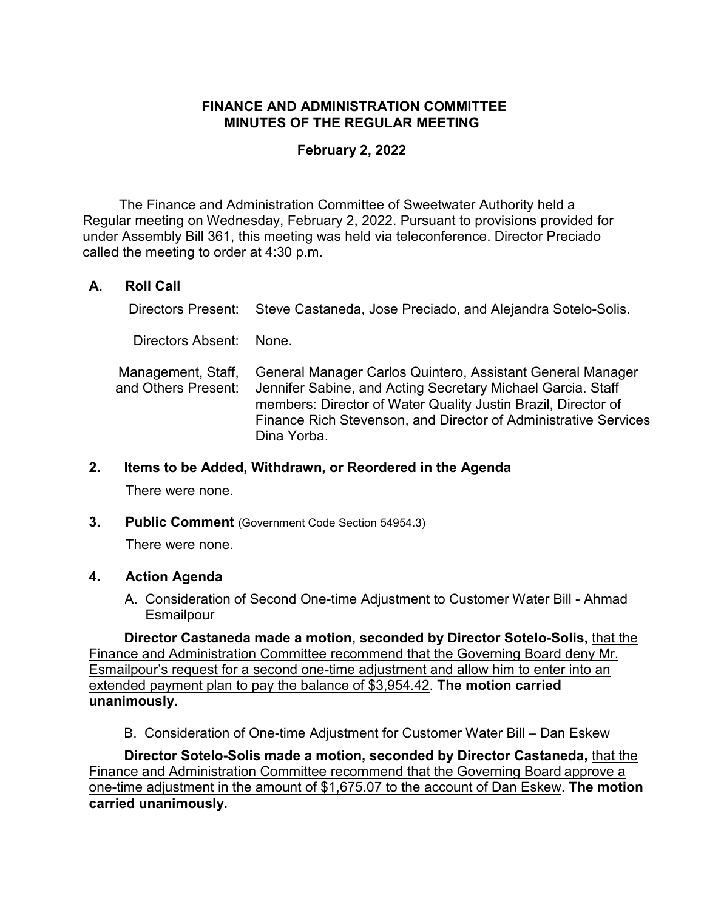# FINANCE AND ADMINISTRATION COMMITTEE
# MINUTES OF THE REGULAR MEETING

**February 2, 2022**

The Finance and Administration Committee of Sweetwater Authority held a Regular meeting on Wednesday, February 2, 2022. Pursuant to provisions provided for under Assembly Bill 361, this meeting was held via teleconference. Director Preciado called the meeting to order at 4:30 p.m.

## A. Roll Call

| | |
|---|---|
| Directors Present: | Steve Castaneda, Jose Preciado, and Alejandra Sotelo-Solis. |
| Directors Absent: | None. |
| Management, Staff, and Others Present: | General Manager Carlos Quintero, Assistant General Manager Jennifer Sabine, and Acting Secretary Michael Garcia. Staff members: Director of Water Quality Justin Brazil, Director of Finance Rich Stevenson, and Director of Administrative Services Dina Yorba. |

## 2. Items to be Added, Withdrawn, or Reordered in the Agenda

There were none.

## 3. Public Comment (Government Code Section 54954.3)

There were none.

## 4. Action Agenda

A. Consideration of Second One-time Adjustment to Customer Water Bill - Ahmad Esmailpour

**Director Castaneda made a motion, seconded by Director Sotelo-Solis,** that the Finance and Administration Committee recommend that the Governing Board deny Mr. Esmailpour's request for a second one-time adjustment and allow him to enter into an extended payment plan to pay the balance of $3,954.42. **The motion carried unanimously.**

B. Consideration of One-time Adjustment for Customer Water Bill – Dan Eskew

**Director Sotelo-Solis made a motion, seconded by Director Castaneda,** that the Finance and Administration Committee recommend that the Governing Board approve a one-time adjustment in the amount of $1,675.07 to the account of Dan Eskew. **The motion carried unanimously.**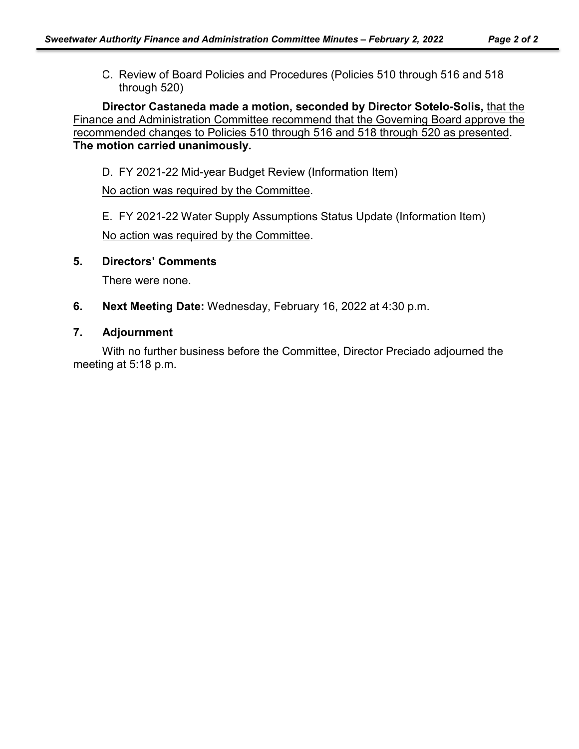C. Review of Board Policies and Procedures (Policies 510 through 516 and 518 through 520)

**Director Castaneda made a motion, seconded by Director Sotelo-Solis,** that the Finance and Administration Committee recommend that the Governing Board approve the recommended changes to Policies 510 through 516 and 518 through 520 as presented. **The motion carried unanimously.**

D. FY 2021-22 Mid-year Budget Review (Information Item)

No action was required by the Committee.

E. FY 2021-22 Water Supply Assumptions Status Update (Information Item)

No action was required by the Committee.

**5. Directors' Comments**

There were none.

**6. Next Meeting Date:** Wednesday, February 16, 2022 at 4:30 p.m.

**7. Adjournment**

With no further business before the Committee, Director Preciado adjourned the meeting at 5:18 p.m.